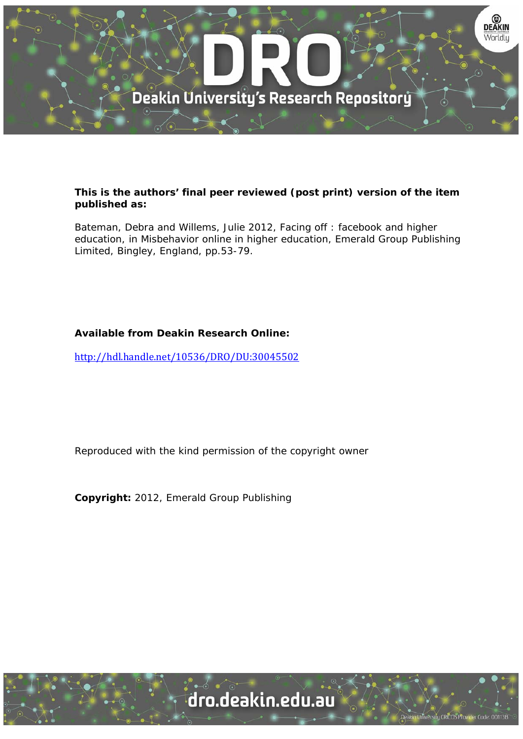**This is the authors' final peer reviewed (post print) version of the item published as:**

Bateman, Debra and Willems, Julie 2012, Facing off : facebook and higher education, in Misbehavior online in higher education, Emerald Group Publishing Limited, Bingley, England, pp.53-79.

**Available from Deakin Research Online:**

http://hdl.handle.net/10536/DRO/DU:30045502

Reproduced with the kind permission of the copyright owner

**Copyright:** 2012, Emerald Group Publishing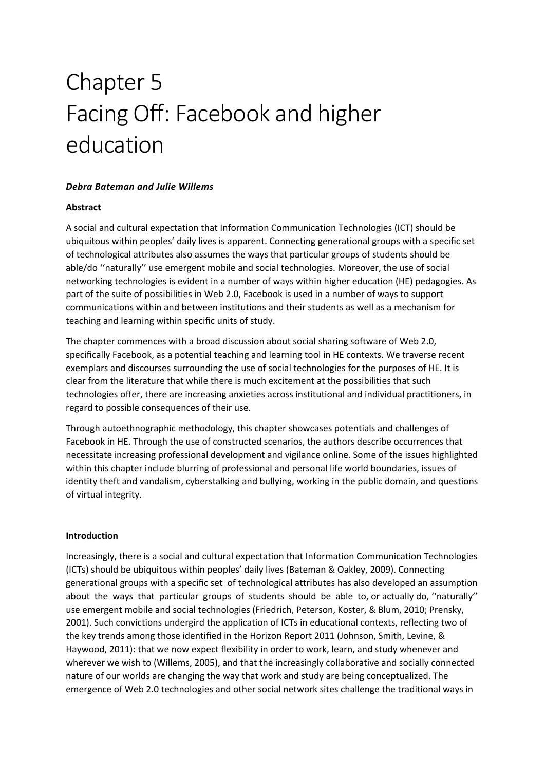# Chapter 5
# Facing Off: Facebook and higher education

***Debra Bateman and Julie Willems***

**Abstract**

A social and cultural expectation that Information Communication Technologies (ICT) should be ubiquitous within peoples' daily lives is apparent. Connecting generational groups with a specific set of technological attributes also assumes the ways that particular groups of students should be able/do ''naturally'' use emergent mobile and social technologies. Moreover, the use of social networking technologies is evident in a number of ways within higher education (HE) pedagogies. As part of the suite of possibilities in Web 2.0, Facebook is used in a number of ways to support communications within and between institutions and their students as well as a mechanism for teaching and learning within specific units of study.

The chapter commences with a broad discussion about social sharing software of Web 2.0, specifically Facebook, as a potential teaching and learning tool in HE contexts. We traverse recent exemplars and discourses surrounding the use of social technologies for the purposes of HE. It is clear from the literature that while there is much excitement at the possibilities that such technologies offer, there are increasing anxieties across institutional and individual practitioners, in regard to possible consequences of their use.

Through autoethnographic methodology, this chapter showcases potentials and challenges of Facebook in HE. Through the use of constructed scenarios, the authors describe occurrences that necessitate increasing professional development and vigilance online. Some of the issues highlighted within this chapter include blurring of professional and personal life world boundaries, issues of identity theft and vandalism, cyberstalking and bullying, working in the public domain, and questions of virtual integrity.

**Introduction**

Increasingly, there is a social and cultural expectation that Information Communication Technologies (ICTs) should be ubiquitous within peoples' daily lives (Bateman & Oakley, 2009). Connecting generational groups with a specific set of technological attributes has also developed an assumption about the ways that particular groups of students should be able to, or actually do, ''naturally'' use emergent mobile and social technologies (Friedrich, Peterson, Koster, & Blum, 2010; Prensky, 2001). Such convictions undergird the application of ICTs in educational contexts, reflecting two of the key trends among those identified in the Horizon Report 2011 (Johnson, Smith, Levine, & Haywood, 2011): that we now expect flexibility in order to work, learn, and study whenever and wherever we wish to (Willems, 2005), and that the increasingly collaborative and socially connected nature of our worlds are changing the way that work and study are being conceptualized. The emergence of Web 2.0 technologies and other social network sites challenge the traditional ways in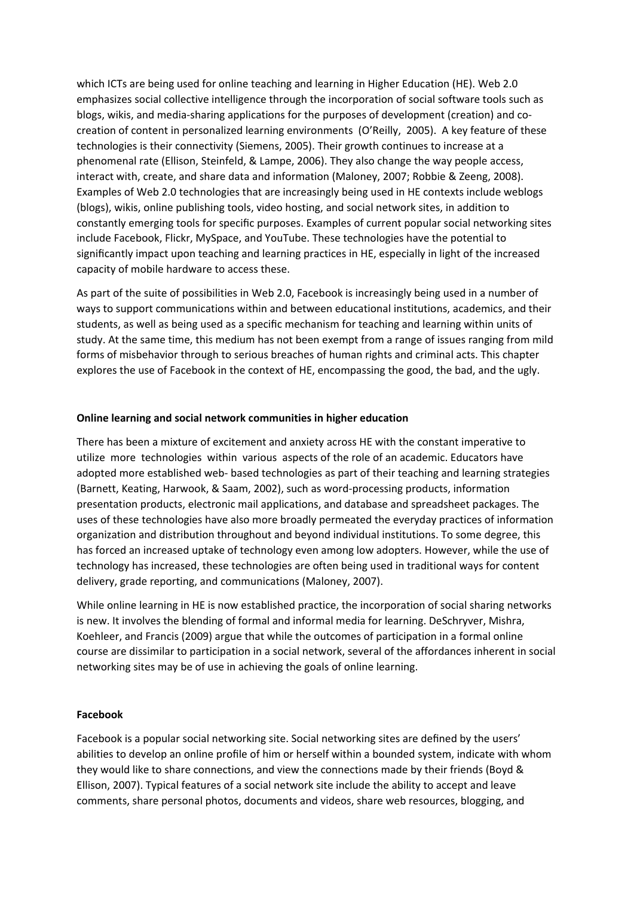which ICTs are being used for online teaching and learning in Higher Education (HE). Web 2.0 emphasizes social collective intelligence through the incorporation of social software tools such as blogs, wikis, and media-sharing applications for the purposes of development (creation) and co-creation of content in personalized learning environments (O'Reilly, 2005). A key feature of these technologies is their connectivity (Siemens, 2005). Their growth continues to increase at a phenomenal rate (Ellison, Steinfeld, & Lampe, 2006). They also change the way people access, interact with, create, and share data and information (Maloney, 2007; Robbie & Zeeng, 2008). Examples of Web 2.0 technologies that are increasingly being used in HE contexts include weblogs (blogs), wikis, online publishing tools, video hosting, and social network sites, in addition to constantly emerging tools for specific purposes. Examples of current popular social networking sites include Facebook, Flickr, MySpace, and YouTube. These technologies have the potential to significantly impact upon teaching and learning practices in HE, especially in light of the increased capacity of mobile hardware to access these.

As part of the suite of possibilities in Web 2.0, Facebook is increasingly being used in a number of ways to support communications within and between educational institutions, academics, and their students, as well as being used as a specific mechanism for teaching and learning within units of study. At the same time, this medium has not been exempt from a range of issues ranging from mild forms of misbehavior through to serious breaches of human rights and criminal acts. This chapter explores the use of Facebook in the context of HE, encompassing the good, the bad, and the ugly.

**Online learning and social network communities in higher education**

There has been a mixture of excitement and anxiety across HE with the constant imperative to utilize more technologies within various aspects of the role of an academic. Educators have adopted more established web- based technologies as part of their teaching and learning strategies (Barnett, Keating, Harwook, & Saam, 2002), such as word-processing products, information presentation products, electronic mail applications, and database and spreadsheet packages. The uses of these technologies have also more broadly permeated the everyday practices of information organization and distribution throughout and beyond individual institutions. To some degree, this has forced an increased uptake of technology even among low adopters. However, while the use of technology has increased, these technologies are often being used in traditional ways for content delivery, grade reporting, and communications (Maloney, 2007).

While online learning in HE is now established practice, the incorporation of social sharing networks is new. It involves the blending of formal and informal media for learning. DeSchryver, Mishra, Koehleer, and Francis (2009) argue that while the outcomes of participation in a formal online course are dissimilar to participation in a social network, several of the affordances inherent in social networking sites may be of use in achieving the goals of online learning.

**Facebook**

Facebook is a popular social networking site. Social networking sites are defined by the users' abilities to develop an online profile of him or herself within a bounded system, indicate with whom they would like to share connections, and view the connections made by their friends (Boyd & Ellison, 2007). Typical features of a social network site include the ability to accept and leave comments, share personal photos, documents and videos, share web resources, blogging, and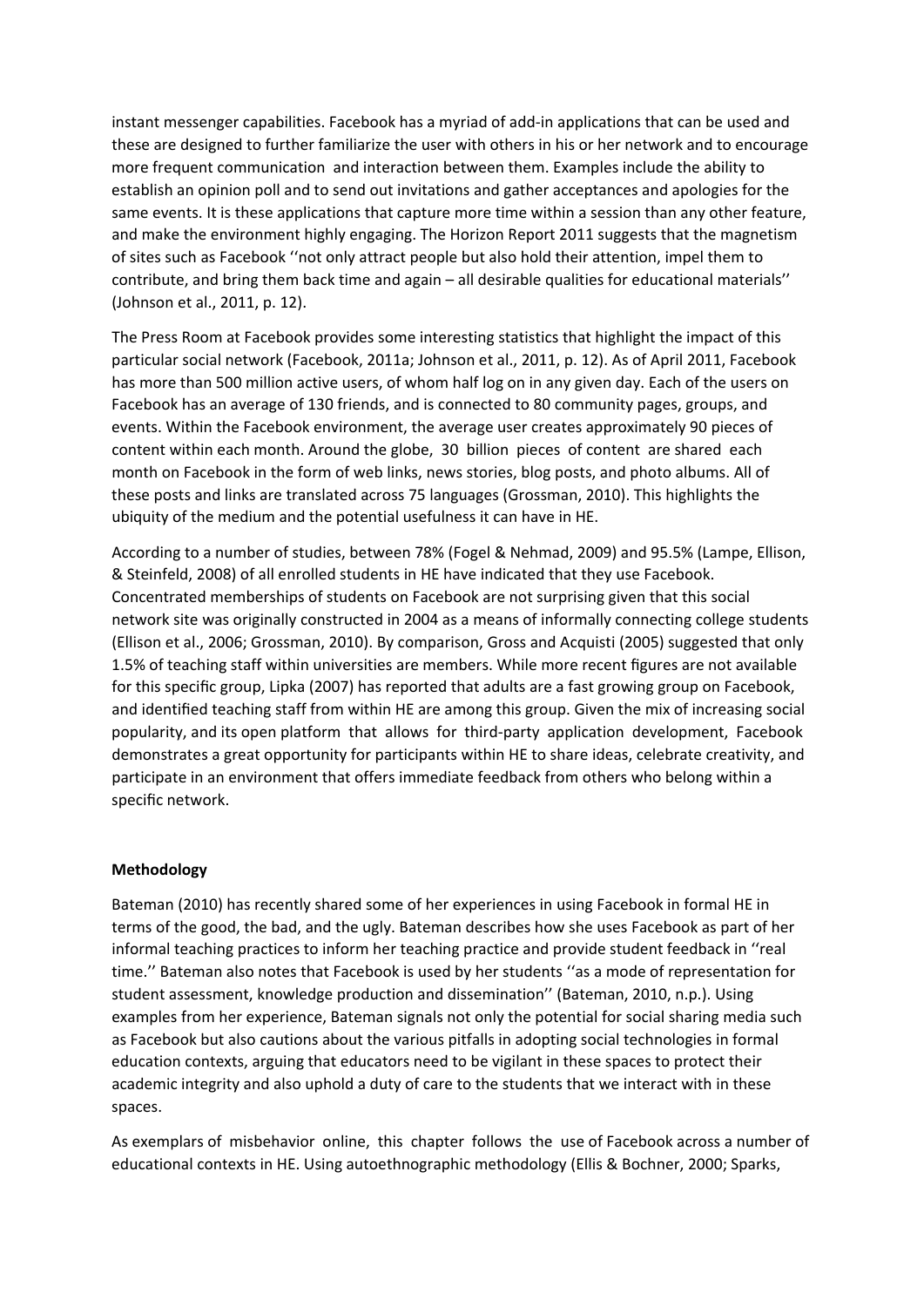instant messenger capabilities. Facebook has a myriad of add-in applications that can be used and these are designed to further familiarize the user with others in his or her network and to encourage more frequent communication and interaction between them. Examples include the ability to establish an opinion poll and to send out invitations and gather acceptances and apologies for the same events. It is these applications that capture more time within a session than any other feature, and make the environment highly engaging. The Horizon Report 2011 suggests that the magnetism of sites such as Facebook ''not only attract people but also hold their attention, impel them to contribute, and bring them back time and again – all desirable qualities for educational materials'' (Johnson et al., 2011, p. 12).

The Press Room at Facebook provides some interesting statistics that highlight the impact of this particular social network (Facebook, 2011a; Johnson et al., 2011, p. 12). As of April 2011, Facebook has more than 500 million active users, of whom half log on in any given day. Each of the users on Facebook has an average of 130 friends, and is connected to 80 community pages, groups, and events. Within the Facebook environment, the average user creates approximately 90 pieces of content within each month. Around the globe, 30 billion pieces of content are shared each month on Facebook in the form of web links, news stories, blog posts, and photo albums. All of these posts and links are translated across 75 languages (Grossman, 2010). This highlights the ubiquity of the medium and the potential usefulness it can have in HE.

According to a number of studies, between 78% (Fogel & Nehmad, 2009) and 95.5% (Lampe, Ellison, & Steinfeld, 2008) of all enrolled students in HE have indicated that they use Facebook. Concentrated memberships of students on Facebook are not surprising given that this social network site was originally constructed in 2004 as a means of informally connecting college students (Ellison et al., 2006; Grossman, 2010). By comparison, Gross and Acquisti (2005) suggested that only 1.5% of teaching staff within universities are members. While more recent figures are not available for this specific group, Lipka (2007) has reported that adults are a fast growing group on Facebook, and identified teaching staff from within HE are among this group. Given the mix of increasing social popularity, and its open platform that allows for third-party application development, Facebook demonstrates a great opportunity for participants within HE to share ideas, celebrate creativity, and participate in an environment that offers immediate feedback from others who belong within a specific network.

**Methodology**

Bateman (2010) has recently shared some of her experiences in using Facebook in formal HE in terms of the good, the bad, and the ugly. Bateman describes how she uses Facebook as part of her informal teaching practices to inform her teaching practice and provide student feedback in ''real time.'' Bateman also notes that Facebook is used by her students ''as a mode of representation for student assessment, knowledge production and dissemination'' (Bateman, 2010, n.p.). Using examples from her experience, Bateman signals not only the potential for social sharing media such as Facebook but also cautions about the various pitfalls in adopting social technologies in formal education contexts, arguing that educators need to be vigilant in these spaces to protect their academic integrity and also uphold a duty of care to the students that we interact with in these spaces.

As exemplars of misbehavior online, this chapter follows the use of Facebook across a number of educational contexts in HE. Using autoethnographic methodology (Ellis & Bochner, 2000; Sparks,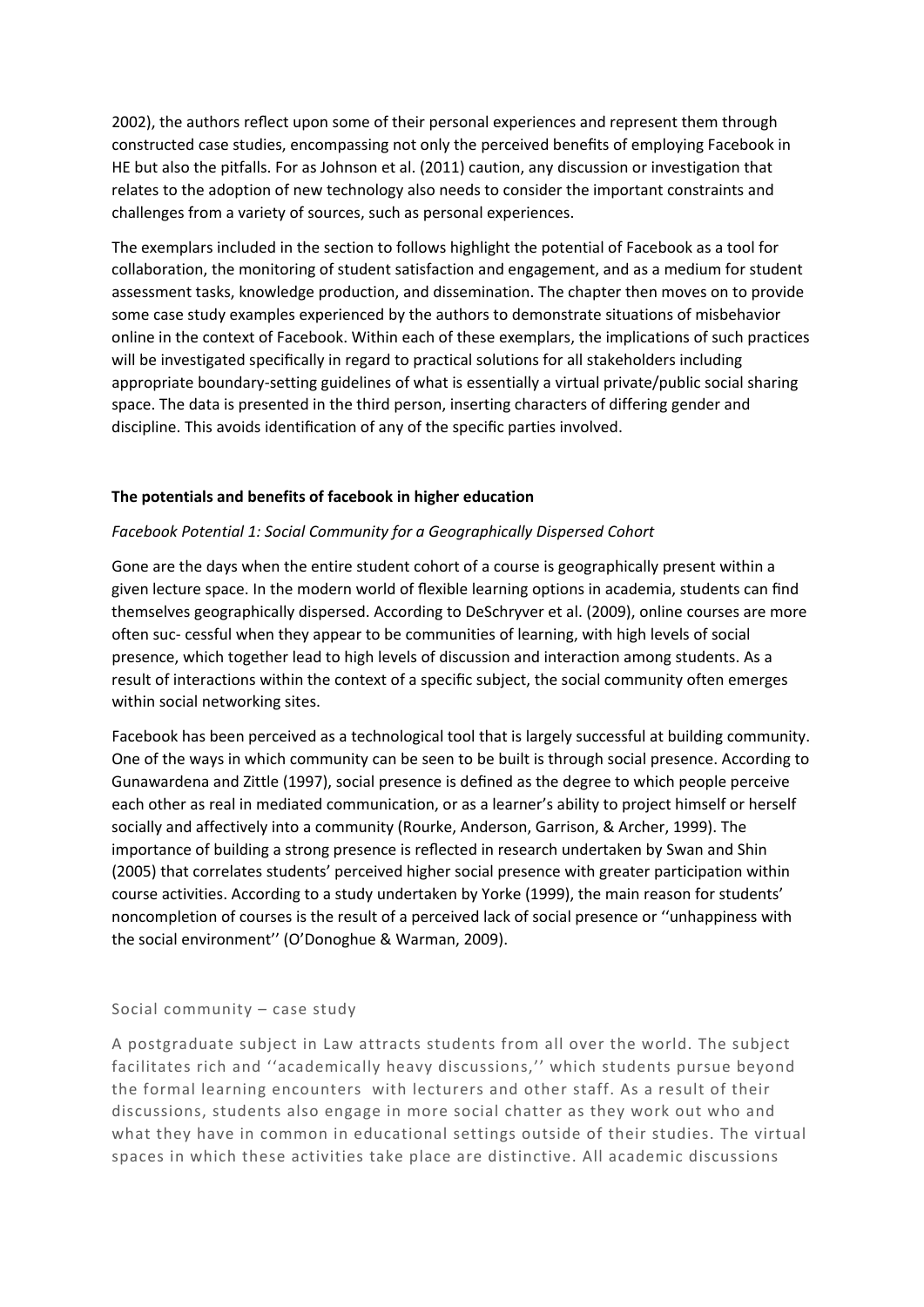2002), the authors reflect upon some of their personal experiences and represent them through constructed case studies, encompassing not only the perceived benefits of employing Facebook in HE but also the pitfalls. For as Johnson et al. (2011) caution, any discussion or investigation that relates to the adoption of new technology also needs to consider the important constraints and challenges from a variety of sources, such as personal experiences.

The exemplars included in the section to follows highlight the potential of Facebook as a tool for collaboration, the monitoring of student satisfaction and engagement, and as a medium for student assessment tasks, knowledge production, and dissemination. The chapter then moves on to provide some case study examples experienced by the authors to demonstrate situations of misbehavior online in the context of Facebook. Within each of these exemplars, the implications of such practices will be investigated specifically in regard to practical solutions for all stakeholders including appropriate boundary-setting guidelines of what is essentially a virtual private/public social sharing space. The data is presented in the third person, inserting characters of differing gender and discipline. This avoids identification of any of the specific parties involved.

**The potentials and benefits of facebook in higher education**

*Facebook Potential 1: Social Community for a Geographically Dispersed Cohort*

Gone are the days when the entire student cohort of a course is geographically present within a given lecture space. In the modern world of flexible learning options in academia, students can find themselves geographically dispersed. According to DeSchryver et al. (2009), online courses are more often suc- cessful when they appear to be communities of learning, with high levels of social presence, which together lead to high levels of discussion and interaction among students. As a result of interactions within the context of a specific subject, the social community often emerges within social networking sites.

Facebook has been perceived as a technological tool that is largely successful at building community. One of the ways in which community can be seen to be built is through social presence. According to Gunawardena and Zittle (1997), social presence is defined as the degree to which people perceive each other as real in mediated communication, or as a learner's ability to project himself or herself socially and affectively into a community (Rourke, Anderson, Garrison, & Archer, 1999). The importance of building a strong presence is reflected in research undertaken by Swan and Shin (2005) that correlates students' perceived higher social presence with greater participation within course activities. According to a study undertaken by Yorke (1999), the main reason for students' noncompletion of courses is the result of a perceived lack of social presence or ''unhappiness with the social environment'' (O'Donoghue & Warman, 2009).

Social community – case study

A postgraduate subject in Law attracts students from all over the world. The subject facilitates rich and ''academically heavy discussions,'' which students pursue beyond the formal learning encounters with lecturers and other staff. As a result of their discussions, students also engage in more social chatter as they work out who and what they have in common in educational settings outside of their studies. The virtual spaces in which these activities take place are distinctive. All academic discussions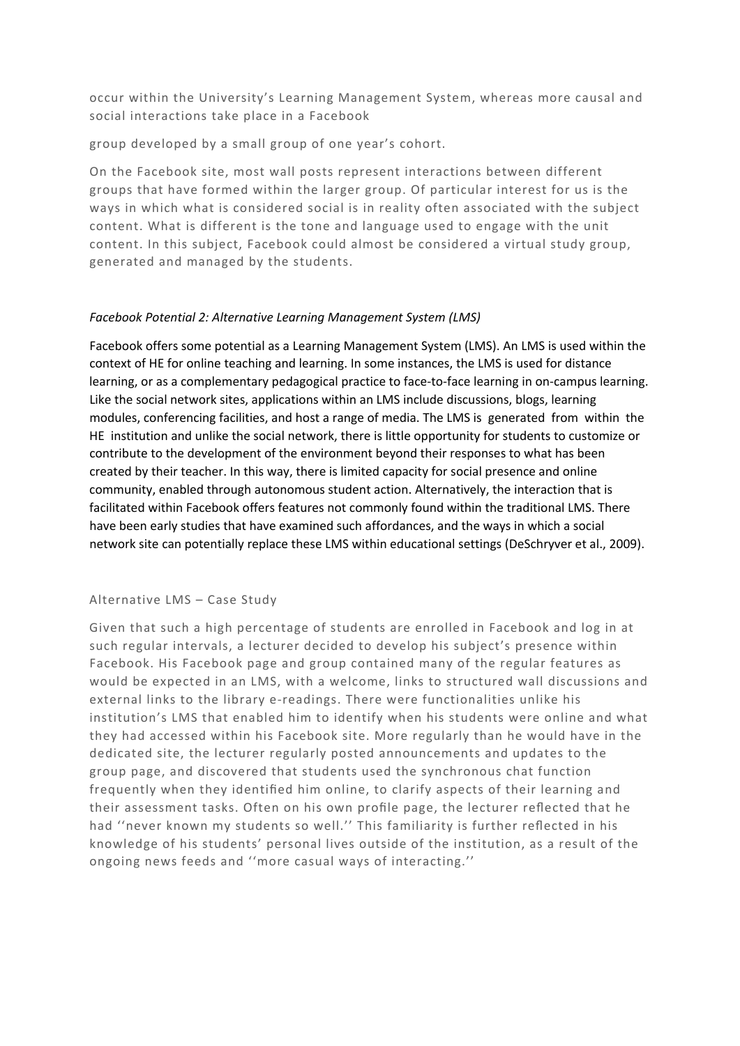occur within the University's Learning Management System, whereas more causal and social interactions take place in a Facebook

group developed by a small group of one year's cohort.

On the Facebook site, most wall posts represent interactions between different groups that have formed within the larger group. Of particular interest for us is the ways in which what is considered social is in reality often associated with the subject content. What is different is the tone and language used to engage with the unit content. In this subject, Facebook could almost be considered a virtual study group, generated and managed by the students.

*Facebook Potential 2: Alternative Learning Management System (LMS)*

Facebook offers some potential as a Learning Management System (LMS). An LMS is used within the context of HE for online teaching and learning. In some instances, the LMS is used for distance learning, or as a complementary pedagogical practice to face-to-face learning in on-campus learning. Like the social network sites, applications within an LMS include discussions, blogs, learning modules, conferencing facilities, and host a range of media. The LMS is generated from within the HE institution and unlike the social network, there is little opportunity for students to customize or contribute to the development of the environment beyond their responses to what has been created by their teacher. In this way, there is limited capacity for social presence and online community, enabled through autonomous student action. Alternatively, the interaction that is facilitated within Facebook offers features not commonly found within the traditional LMS. There have been early studies that have examined such affordances, and the ways in which a social network site can potentially replace these LMS within educational settings (DeSchryver et al., 2009).

Alternative LMS – Case Study

Given that such a high percentage of students are enrolled in Facebook and log in at such regular intervals, a lecturer decided to develop his subject's presence within Facebook. His Facebook page and group contained many of the regular features as would be expected in an LMS, with a welcome, links to structured wall discussions and external links to the library e-readings. There were functionalities unlike his institution's LMS that enabled him to identify when his students were online and what they had accessed within his Facebook site. More regularly than he would have in the dedicated site, the lecturer regularly posted announcements and updates to the group page, and discovered that students used the synchronous chat function frequently when they identified him online, to clarify aspects of their learning and their assessment tasks. Often on his own profile page, the lecturer reflected that he had ''never known my students so well.'' This familiarity is further reflected in his knowledge of his students' personal lives outside of the institution, as a result of the ongoing news feeds and ''more casual ways of interacting.''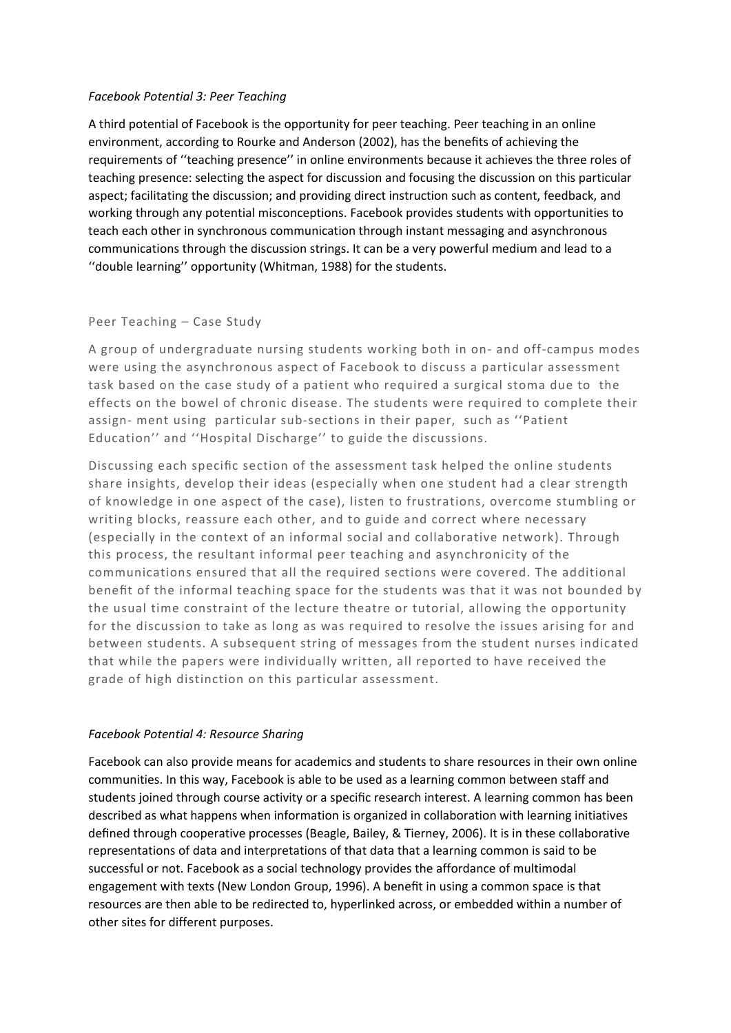*Facebook Potential 3: Peer Teaching*

A third potential of Facebook is the opportunity for peer teaching. Peer teaching in an online environment, according to Rourke and Anderson (2002), has the benefits of achieving the requirements of ''teaching presence'' in online environments because it achieves the three roles of teaching presence: selecting the aspect for discussion and focusing the discussion on this particular aspect; facilitating the discussion; and providing direct instruction such as content, feedback, and working through any potential misconceptions. Facebook provides students with opportunities to teach each other in synchronous communication through instant messaging and asynchronous communications through the discussion strings. It can be a very powerful medium and lead to a ''double learning'' opportunity (Whitman, 1988) for the students.

Peer Teaching – Case Study

A group of undergraduate nursing students working both in on- and off-campus modes were using the asynchronous aspect of Facebook to discuss a particular assessment task based on the case study of a patient who required a surgical stoma due to the effects on the bowel of chronic disease. The students were required to complete their assign- ment using particular sub-sections in their paper, such as ''Patient Education'' and ''Hospital Discharge'' to guide the discussions.

Discussing each specific section of the assessment task helped the online students share insights, develop their ideas (especially when one student had a clear strength of knowledge in one aspect of the case), listen to frustrations, overcome stumbling or writing blocks, reassure each other, and to guide and correct where necessary (especially in the context of an informal social and collaborative network). Through this process, the resultant informal peer teaching and asynchronicity of the communications ensured that all the required sections were covered. The additional benefit of the informal teaching space for the students was that it was not bounded by the usual time constraint of the lecture theatre or tutorial, allowing the opportunity for the discussion to take as long as was required to resolve the issues arising for and between students. A subsequent string of messages from the student nurses indicated that while the papers were individually written, all reported to have received the grade of high distinction on this particular assessment.

*Facebook Potential 4: Resource Sharing*

Facebook can also provide means for academics and students to share resources in their own online communities. In this way, Facebook is able to be used as a learning common between staff and students joined through course activity or a specific research interest. A learning common has been described as what happens when information is organized in collaboration with learning initiatives defined through cooperative processes (Beagle, Bailey, & Tierney, 2006). It is in these collaborative representations of data and interpretations of that data that a learning common is said to be successful or not. Facebook as a social technology provides the affordance of multimodal engagement with texts (New London Group, 1996). A benefit in using a common space is that resources are then able to be redirected to, hyperlinked across, or embedded within a number of other sites for different purposes.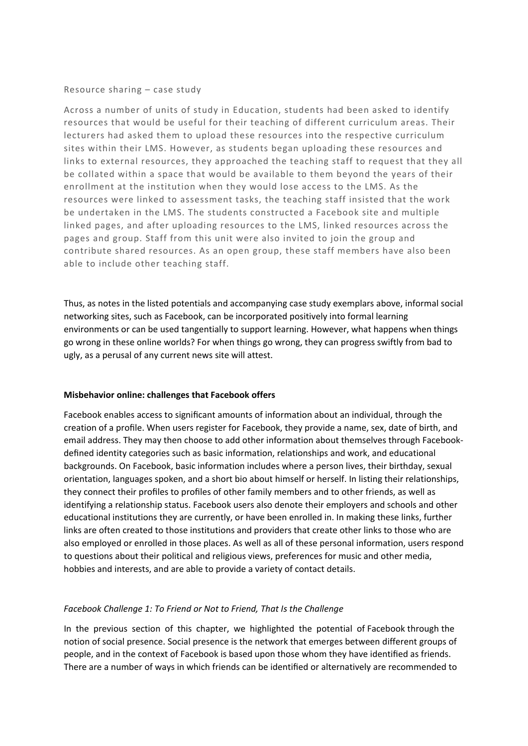Resource sharing – case study

Across a number of units of study in Education, students had been asked to identify resources that would be useful for their teaching of different curriculum areas. Their lecturers had asked them to upload these resources into the respective curriculum sites within their LMS. However, as students began uploading these resources and links to external resources, they approached the teaching staff to request that they all be collated within a space that would be available to them beyond the years of their enrollment at the institution when they would lose access to the LMS. As the resources were linked to assessment tasks, the teaching staff insisted that the work be undertaken in the LMS. The students constructed a Facebook site and multiple linked pages, and after uploading resources to the LMS, linked resources across the pages and group. Staff from this unit were also invited to join the group and contribute shared resources. As an open group, these staff members have also been able to include other teaching staff.

Thus, as notes in the listed potentials and accompanying case study exemplars above, informal social networking sites, such as Facebook, can be incorporated positively into formal learning environments or can be used tangentially to support learning. However, what happens when things go wrong in these online worlds? For when things go wrong, they can progress swiftly from bad to ugly, as a perusal of any current news site will attest.

**Misbehavior online: challenges that Facebook offers**

Facebook enables access to significant amounts of information about an individual, through the creation of a profile. When users register for Facebook, they provide a name, sex, date of birth, and email address. They may then choose to add other information about themselves through Facebook-defined identity categories such as basic information, relationships and work, and educational backgrounds. On Facebook, basic information includes where a person lives, their birthday, sexual orientation, languages spoken, and a short bio about himself or herself. In listing their relationships, they connect their profiles to profiles of other family members and to other friends, as well as identifying a relationship status. Facebook users also denote their employers and schools and other educational institutions they are currently, or have been enrolled in. In making these links, further links are often created to those institutions and providers that create other links to those who are also employed or enrolled in those places. As well as all of these personal information, users respond to questions about their political and religious views, preferences for music and other media, hobbies and interests, and are able to provide a variety of contact details.

*Facebook Challenge 1: To Friend or Not to Friend, That Is the Challenge*

In the previous section of this chapter, we highlighted the potential of Facebook through the notion of social presence. Social presence is the network that emerges between different groups of people, and in the context of Facebook is based upon those whom they have identified as friends. There are a number of ways in which friends can be identified or alternatively are recommended to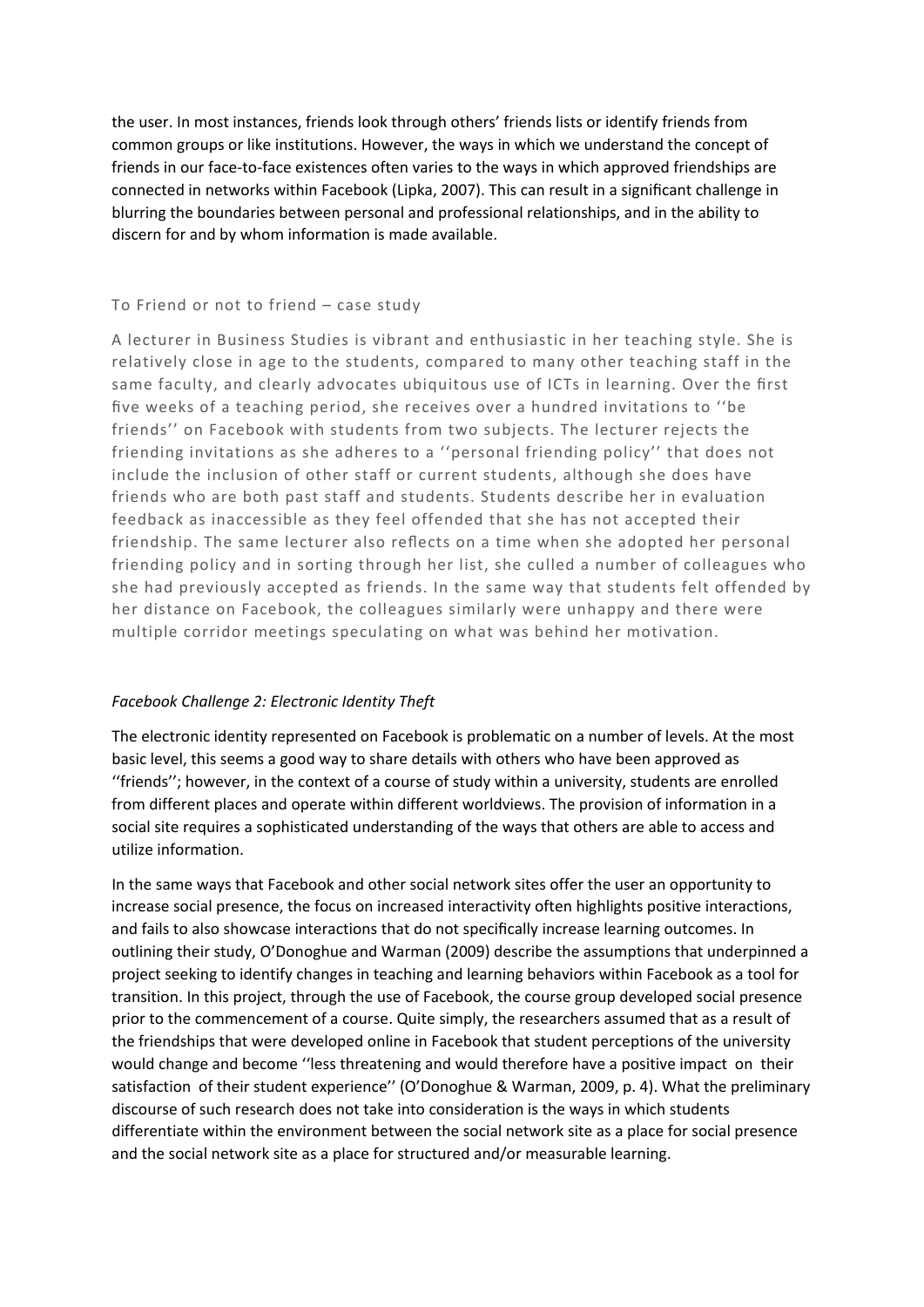the user. In most instances, friends look through others' friends lists or identify friends from common groups or like institutions. However, the ways in which we understand the concept of friends in our face-to-face existences often varies to the ways in which approved friendships are connected in networks within Facebook (Lipka, 2007). This can result in a significant challenge in blurring the boundaries between personal and professional relationships, and in the ability to discern for and by whom information is made available.

### To Friend or not to friend – case study

A lecturer in Business Studies is vibrant and enthusiastic in her teaching style. She is relatively close in age to the students, compared to many other teaching staff in the same faculty, and clearly advocates ubiquitous use of ICTs in learning. Over the first five weeks of a teaching period, she receives over a hundred invitations to ''be friends'' on Facebook with students from two subjects. The lecturer rejects the friending invitations as she adheres to a ''personal friending policy'' that does not include the inclusion of other staff or current students, although she does have friends who are both past staff and students. Students describe her in evaluation feedback as inaccessible as they feel offended that she has not accepted their friendship. The same lecturer also reflects on a time when she adopted her personal friending policy and in sorting through her list, she culled a number of colleagues who she had previously accepted as friends. In the same way that students felt offended by her distance on Facebook, the colleagues similarly were unhappy and there were multiple corridor meetings speculating on what was behind her motivation.

### *Facebook Challenge 2: Electronic Identity Theft*

The electronic identity represented on Facebook is problematic on a number of levels. At the most basic level, this seems a good way to share details with others who have been approved as ''friends''; however, in the context of a course of study within a university, students are enrolled from different places and operate within different worldviews. The provision of information in a social site requires a sophisticated understanding of the ways that others are able to access and utilize information.

In the same ways that Facebook and other social network sites offer the user an opportunity to increase social presence, the focus on increased interactivity often highlights positive interactions, and fails to also showcase interactions that do not specifically increase learning outcomes. In outlining their study, O'Donoghue and Warman (2009) describe the assumptions that underpinned a project seeking to identify changes in teaching and learning behaviors within Facebook as a tool for transition. In this project, through the use of Facebook, the course group developed social presence prior to the commencement of a course. Quite simply, the researchers assumed that as a result of the friendships that were developed online in Facebook that student perceptions of the university would change and become ''less threatening and would therefore have a positive impact on their satisfaction of their student experience'' (O'Donoghue & Warman, 2009, p. 4). What the preliminary discourse of such research does not take into consideration is the ways in which students differentiate within the environment between the social network site as a place for social presence and the social network site as a place for structured and/or measurable learning.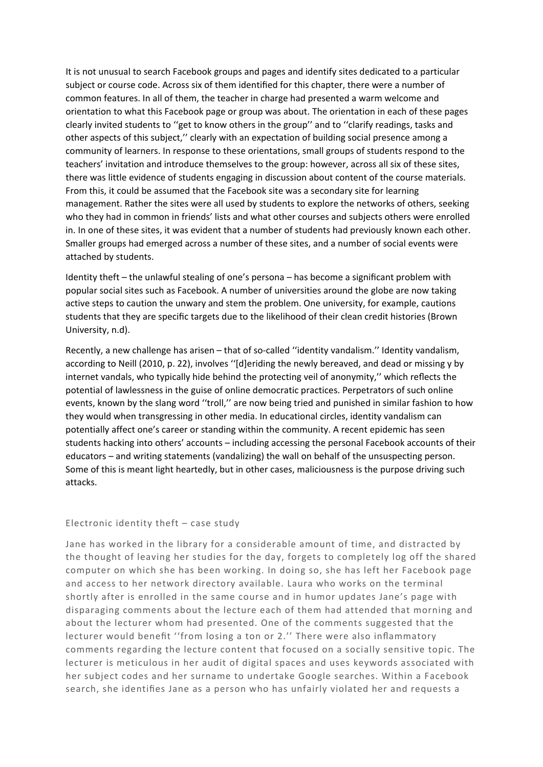It is not unusual to search Facebook groups and pages and identify sites dedicated to a particular subject or course code. Across six of them identified for this chapter, there were a number of common features. In all of them, the teacher in charge had presented a warm welcome and orientation to what this Facebook page or group was about. The orientation in each of these pages clearly invited students to ''get to know others in the group'' and to ''clarify readings, tasks and other aspects of this subject,'' clearly with an expectation of building social presence among a community of learners. In response to these orientations, small groups of students respond to the teachers' invitation and introduce themselves to the group: however, across all six of these sites, there was little evidence of students engaging in discussion about content of the course materials. From this, it could be assumed that the Facebook site was a secondary site for learning management. Rather the sites were all used by students to explore the networks of others, seeking who they had in common in friends' lists and what other courses and subjects others were enrolled in. In one of these sites, it was evident that a number of students had previously known each other. Smaller groups had emerged across a number of these sites, and a number of social events were attached by students.

Identity theft – the unlawful stealing of one's persona – has become a significant problem with popular social sites such as Facebook. A number of universities around the globe are now taking active steps to caution the unwary and stem the problem. One university, for example, cautions students that they are specific targets due to the likelihood of their clean credit histories (Brown University, n.d).

Recently, a new challenge has arisen – that of so-called ''identity vandalism.'' Identity vandalism, according to Neill (2010, p. 22), involves ''[d]eriding the newly bereaved, and dead or missing y by internet vandals, who typically hide behind the protecting veil of anonymity,'' which reflects the potential of lawlessness in the guise of online democratic practices. Perpetrators of such online events, known by the slang word ''troll,'' are now being tried and punished in similar fashion to how they would when transgressing in other media. In educational circles, identity vandalism can potentially affect one's career or standing within the community. A recent epidemic has seen students hacking into others' accounts – including accessing the personal Facebook accounts of their educators – and writing statements (vandalizing) the wall on behalf of the unsuspecting person. Some of this is meant light heartedly, but in other cases, maliciousness is the purpose driving such attacks.

### Electronic identity theft – case study

Jane has worked in the library for a considerable amount of time, and distracted by the thought of leaving her studies for the day, forgets to completely log off the shared computer on which she has been working. In doing so, she has left her Facebook page and access to her network directory available. Laura who works on the terminal shortly after is enrolled in the same course and in humor updates Jane's page with disparaging comments about the lecture each of them had attended that morning and about the lecturer whom had presented. One of the comments suggested that the lecturer would benefit ''from losing a ton or 2.'' There were also inflammatory comments regarding the lecture content that focused on a socially sensitive topic. The lecturer is meticulous in her audit of digital spaces and uses keywords associated with her subject codes and her surname to undertake Google searches. Within a Facebook search, she identifies Jane as a person who has unfairly violated her and requests a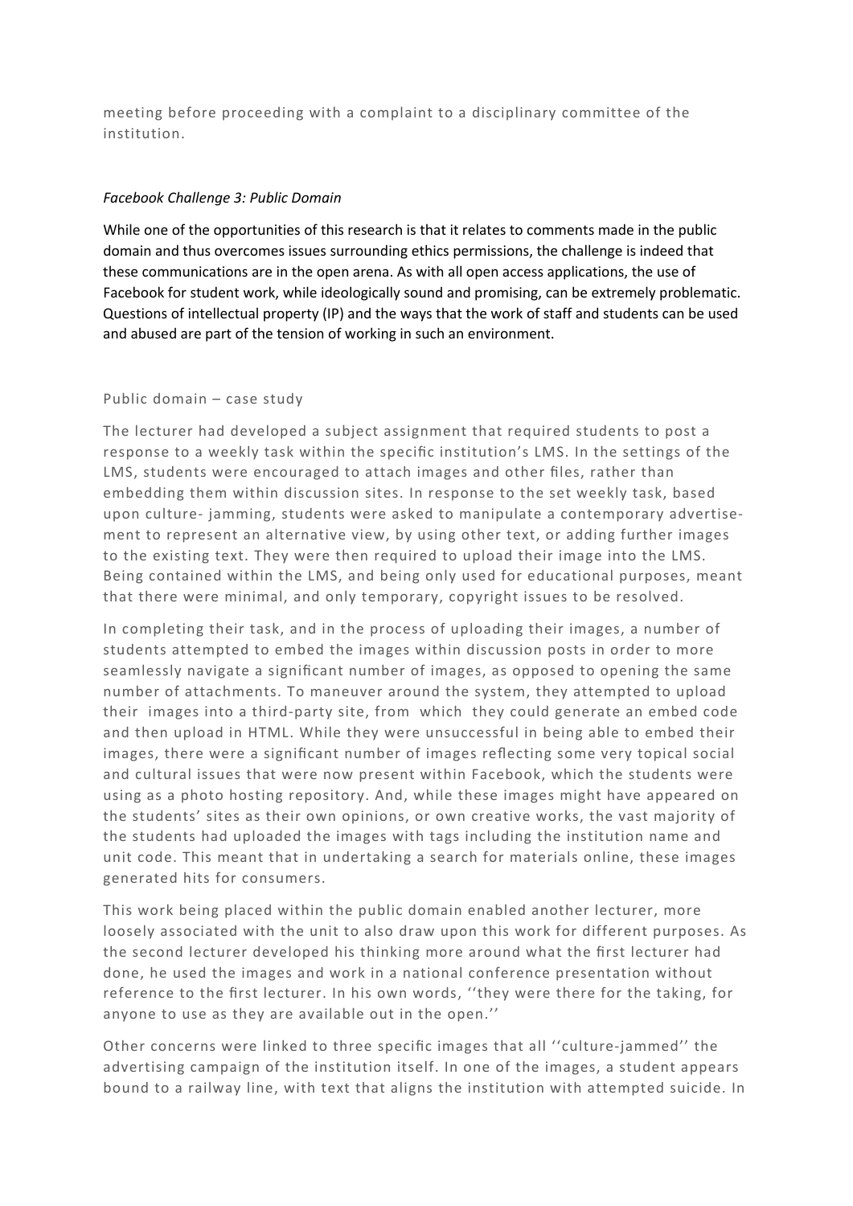meeting before proceeding with a complaint to a disciplinary committee of the institution.

### *Facebook Challenge 3: Public Domain*

While one of the opportunities of this research is that it relates to comments made in the public domain and thus overcomes issues surrounding ethics permissions, the challenge is indeed that these communications are in the open arena. As with all open access applications, the use of Facebook for student work, while ideologically sound and promising, can be extremely problematic. Questions of intellectual property (IP) and the ways that the work of staff and students can be used and abused are part of the tension of working in such an environment.

#### Public domain – case study

The lecturer had developed a subject assignment that required students to post a response to a weekly task within the specific institution's LMS. In the settings of the LMS, students were encouraged to attach images and other files, rather than embedding them within discussion sites. In response to the set weekly task, based upon culture- jamming, students were asked to manipulate a contemporary advertisement to represent an alternative view, by using other text, or adding further images to the existing text. They were then required to upload their image into the LMS. Being contained within the LMS, and being only used for educational purposes, meant that there were minimal, and only temporary, copyright issues to be resolved.

In completing their task, and in the process of uploading their images, a number of students attempted to embed the images within discussion posts in order to more seamlessly navigate a significant number of images, as opposed to opening the same number of attachments. To maneuver around the system, they attempted to upload their images into a third-party site, from which they could generate an embed code and then upload in HTML. While they were unsuccessful in being able to embed their images, there were a significant number of images reflecting some very topical social and cultural issues that were now present within Facebook, which the students were using as a photo hosting repository. And, while these images might have appeared on the students' sites as their own opinions, or own creative works, the vast majority of the students had uploaded the images with tags including the institution name and unit code. This meant that in undertaking a search for materials online, these images generated hits for consumers.

This work being placed within the public domain enabled another lecturer, more loosely associated with the unit to also draw upon this work for different purposes. As the second lecturer developed his thinking more around what the first lecturer had done, he used the images and work in a national conference presentation without reference to the first lecturer. In his own words, ''they were there for the taking, for anyone to use as they are available out in the open.''

Other concerns were linked to three specific images that all ''culture-jammed'' the advertising campaign of the institution itself. In one of the images, a student appears bound to a railway line, with text that aligns the institution with attempted suicide. In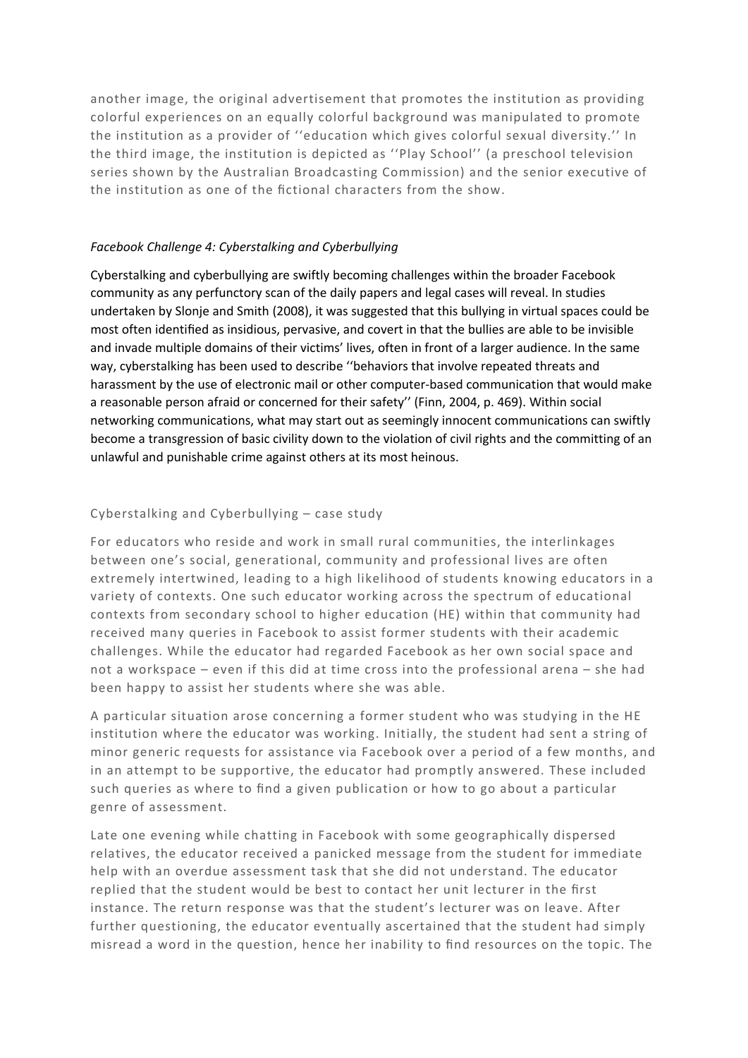another image, the original advertisement that promotes the institution as providing colorful experiences on an equally colorful background was manipulated to promote the institution as a provider of ''education which gives colorful sexual diversity.'' In the third image, the institution is depicted as ''Play School'' (a preschool television series shown by the Australian Broadcasting Commission) and the senior executive of the institution as one of the fictional characters from the show.

### *Facebook Challenge 4: Cyberstalking and Cyberbullying*

Cyberstalking and cyberbullying are swiftly becoming challenges within the broader Facebook community as any perfunctory scan of the daily papers and legal cases will reveal. In studies undertaken by Slonje and Smith (2008), it was suggested that this bullying in virtual spaces could be most often identified as insidious, pervasive, and covert in that the bullies are able to be invisible and invade multiple domains of their victims' lives, often in front of a larger audience. In the same way, cyberstalking has been used to describe ''behaviors that involve repeated threats and harassment by the use of electronic mail or other computer-based communication that would make a reasonable person afraid or concerned for their safety'' (Finn, 2004, p. 469). Within social networking communications, what may start out as seemingly innocent communications can swiftly become a transgression of basic civility down to the violation of civil rights and the committing of an unlawful and punishable crime against others at its most heinous.

### Cyberstalking and Cyberbullying – case study

For educators who reside and work in small rural communities, the interlinkages between one's social, generational, community and professional lives are often extremely intertwined, leading to a high likelihood of students knowing educators in a variety of contexts. One such educator working across the spectrum of educational contexts from secondary school to higher education (HE) within that community had received many queries in Facebook to assist former students with their academic challenges. While the educator had regarded Facebook as her own social space and not a workspace – even if this did at time cross into the professional arena – she had been happy to assist her students where she was able.

A particular situation arose concerning a former student who was studying in the HE institution where the educator was working. Initially, the student had sent a string of minor generic requests for assistance via Facebook over a period of a few months, and in an attempt to be supportive, the educator had promptly answered. These included such queries as where to find a given publication or how to go about a particular genre of assessment.

Late one evening while chatting in Facebook with some geographically dispersed relatives, the educator received a panicked message from the student for immediate help with an overdue assessment task that she did not understand. The educator replied that the student would be best to contact her unit lecturer in the first instance. The return response was that the student's lecturer was on leave. After further questioning, the educator eventually ascertained that the student had simply misread a word in the question, hence her inability to find resources on the topic. The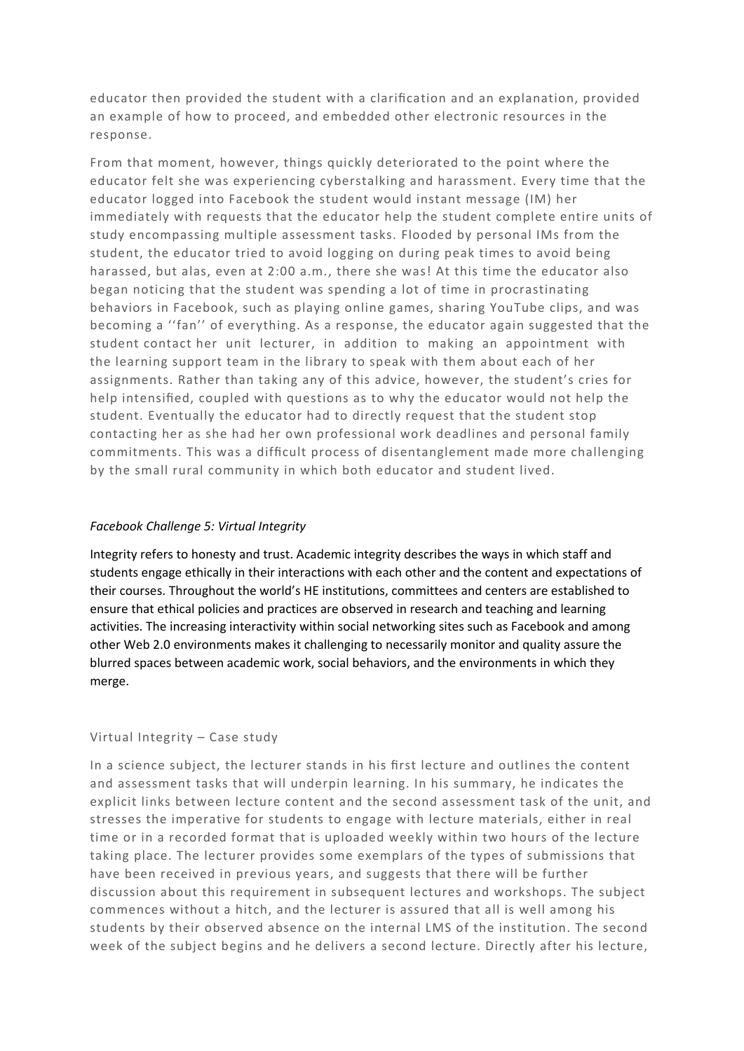educator then provided the student with a clarification and an explanation, provided an example of how to proceed, and embedded other electronic resources in the response.

From that moment, however, things quickly deteriorated to the point where the educator felt she was experiencing cyberstalking and harassment. Every time that the educator logged into Facebook the student would instant message (IM) her immediately with requests that the educator help the student complete entire units of study encompassing multiple assessment tasks. Flooded by personal IMs from the student, the educator tried to avoid logging on during peak times to avoid being harassed, but alas, even at 2:00 a.m., there she was! At this time the educator also began noticing that the student was spending a lot of time in procrastinating behaviors in Facebook, such as playing online games, sharing YouTube clips, and was becoming a ''fan'' of everything. As a response, the educator again suggested that the student contact her unit lecturer, in addition to making an appointment with the learning support team in the library to speak with them about each of her assignments. Rather than taking any of this advice, however, the student's cries for help intensified, coupled with questions as to why the educator would not help the student. Eventually the educator had to directly request that the student stop contacting her as she had her own professional work deadlines and personal family commitments. This was a difficult process of disentanglement made more challenging by the small rural community in which both educator and student lived.

### *Facebook Challenge 5: Virtual Integrity*

Integrity refers to honesty and trust. Academic integrity describes the ways in which staff and students engage ethically in their interactions with each other and the content and expectations of their courses. Throughout the world's HE institutions, committees and centers are established to ensure that ethical policies and practices are observed in research and teaching and learning activities. The increasing interactivity within social networking sites such as Facebook and among other Web 2.0 environments makes it challenging to necessarily monitor and quality assure the blurred spaces between academic work, social behaviors, and the environments in which they merge.

#### Virtual Integrity – Case study

In a science subject, the lecturer stands in his first lecture and outlines the content and assessment tasks that will underpin learning. In his summary, he indicates the explicit links between lecture content and the second assessment task of the unit, and stresses the imperative for students to engage with lecture materials, either in real time or in a recorded format that is uploaded weekly within two hours of the lecture taking place. The lecturer provides some exemplars of the types of submissions that have been received in previous years, and suggests that there will be further discussion about this requirement in subsequent lectures and workshops. The subject commences without a hitch, and the lecturer is assured that all is well among his students by their observed absence on the internal LMS of the institution. The second week of the subject begins and he delivers a second lecture. Directly after his lecture,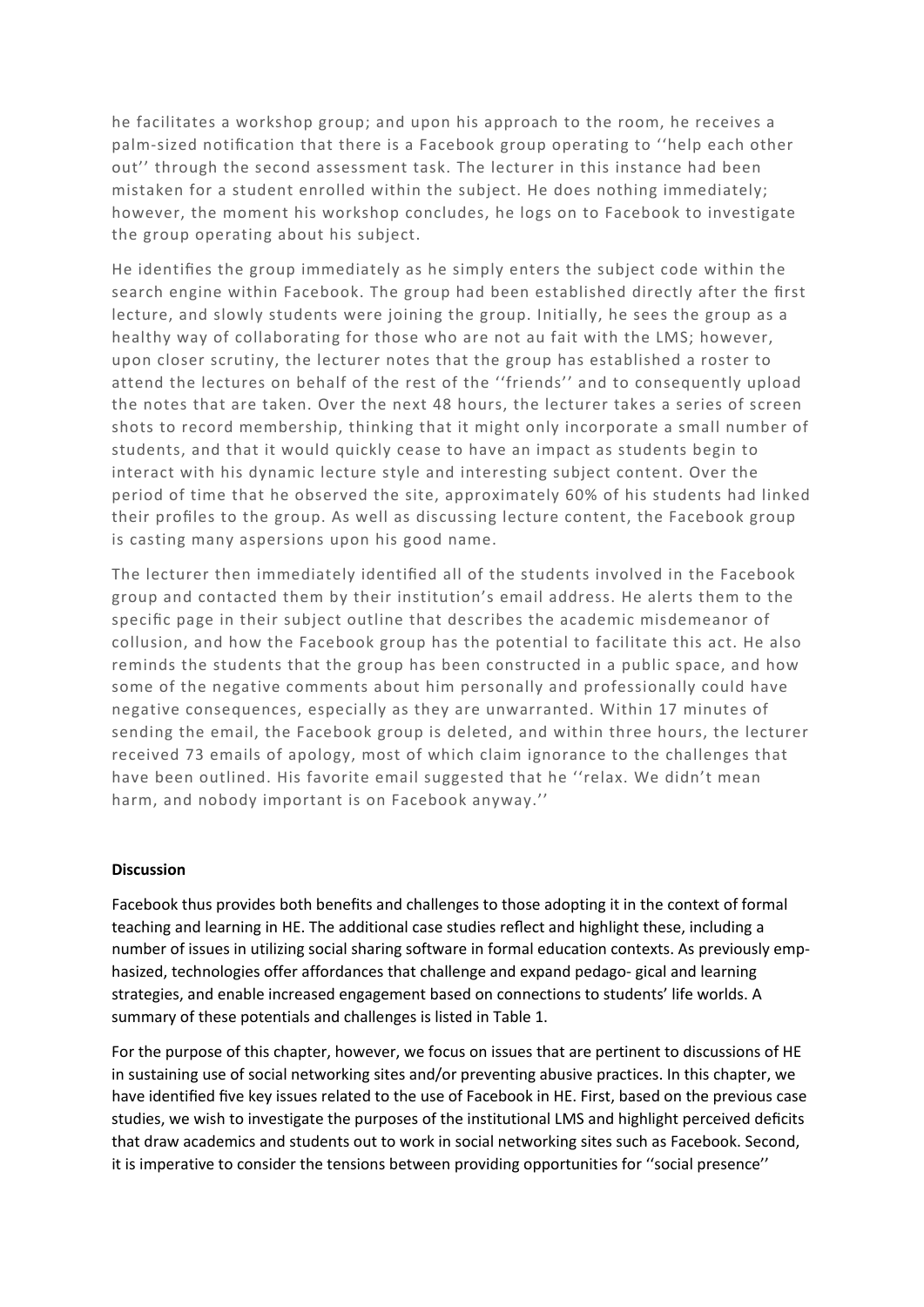he facilitates a workshop group; and upon his approach to the room, he receives a palm-sized notification that there is a Facebook group operating to ''help each other out'' through the second assessment task. The lecturer in this instance had been mistaken for a student enrolled within the subject. He does nothing immediately; however, the moment his workshop concludes, he logs on to Facebook to investigate the group operating about his subject.

He identifies the group immediately as he simply enters the subject code within the search engine within Facebook. The group had been established directly after the first lecture, and slowly students were joining the group. Initially, he sees the group as a healthy way of collaborating for those who are not au fait with the LMS; however, upon closer scrutiny, the lecturer notes that the group has established a roster to attend the lectures on behalf of the rest of the ''friends'' and to consequently upload the notes that are taken. Over the next 48 hours, the lecturer takes a series of screen shots to record membership, thinking that it might only incorporate a small number of students, and that it would quickly cease to have an impact as students begin to interact with his dynamic lecture style and interesting subject content. Over the period of time that he observed the site, approximately 60% of his students had linked their profiles to the group. As well as discussing lecture content, the Facebook group is casting many aspersions upon his good name.

The lecturer then immediately identified all of the students involved in the Facebook group and contacted them by their institution's email address. He alerts them to the specific page in their subject outline that describes the academic misdemeanor of collusion, and how the Facebook group has the potential to facilitate this act. He also reminds the students that the group has been constructed in a public space, and how some of the negative comments about him personally and professionally could have negative consequences, especially as they are unwarranted. Within 17 minutes of sending the email, the Facebook group is deleted, and within three hours, the lecturer received 73 emails of apology, most of which claim ignorance to the challenges that have been outlined. His favorite email suggested that he ''relax. We didn't mean harm, and nobody important is on Facebook anyway.''

**Discussion**

Facebook thus provides both benefits and challenges to those adopting it in the context of formal teaching and learning in HE. The additional case studies reflect and highlight these, including a number of issues in utilizing social sharing software in formal education contexts. As previously emphasized, technologies offer affordances that challenge and expand pedagogical and learning strategies, and enable increased engagement based on connections to students' life worlds. A summary of these potentials and challenges is listed in Table 1.

For the purpose of this chapter, however, we focus on issues that are pertinent to discussions of HE in sustaining use of social networking sites and/or preventing abusive practices. In this chapter, we have identified five key issues related to the use of Facebook in HE. First, based on the previous case studies, we wish to investigate the purposes of the institutional LMS and highlight perceived deficits that draw academics and students out to work in social networking sites such as Facebook. Second, it is imperative to consider the tensions between providing opportunities for ''social presence''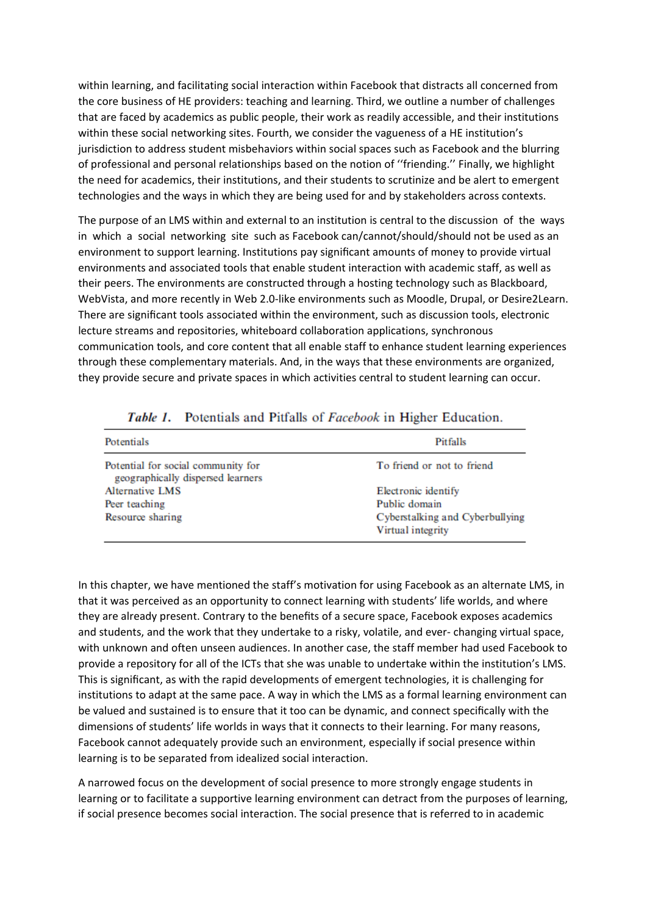within learning, and facilitating social interaction within Facebook that distracts all concerned from the core business of HE providers: teaching and learning. Third, we outline a number of challenges that are faced by academics as public people, their work as readily accessible, and their institutions within these social networking sites. Fourth, we consider the vagueness of a HE institution's jurisdiction to address student misbehaviors within social spaces such as Facebook and the blurring of professional and personal relationships based on the notion of ''friending.'' Finally, we highlight the need for academics, their institutions, and their students to scrutinize and be alert to emergent technologies and the ways in which they are being used for and by stakeholders across contexts.

The purpose of an LMS within and external to an institution is central to the discussion of the ways in which a social networking site such as Facebook can/cannot/should/should not be used as an environment to support learning. Institutions pay significant amounts of money to provide virtual environments and associated tools that enable student interaction with academic staff, as well as their peers. The environments are constructed through a hosting technology such as Blackboard, WebVista, and more recently in Web 2.0-like environments such as Moodle, Drupal, or Desire2Learn. There are significant tools associated within the environment, such as discussion tools, electronic lecture streams and repositories, whiteboard collaboration applications, synchronous communication tools, and core content that all enable staff to enhance student learning experiences through these complementary materials. And, in the ways that these environments are organized, they provide secure and private spaces in which activities central to student learning can occur.

*Table 1.* Potentials and Pitfalls of *Facebook* in Higher Education.

| Potentials | Pitfalls |
|---|---|
| Potential for social community for geographically dispersed learners | To friend or not to friend |
| Alternative LMS | Electronic identify |
| Peer teaching | Public domain |
| Resource sharing | Cyberstalking and Cyberbullying |
| | Virtual integrity |

In this chapter, we have mentioned the staff's motivation for using Facebook as an alternate LMS, in that it was perceived as an opportunity to connect learning with students' life worlds, and where they are already present. Contrary to the benefits of a secure space, Facebook exposes academics and students, and the work that they undertake to a risky, volatile, and ever- changing virtual space, with unknown and often unseen audiences. In another case, the staff member had used Facebook to provide a repository for all of the ICTs that she was unable to undertake within the institution's LMS. This is significant, as with the rapid developments of emergent technologies, it is challenging for institutions to adapt at the same pace. A way in which the LMS as a formal learning environment can be valued and sustained is to ensure that it too can be dynamic, and connect specifically with the dimensions of students' life worlds in ways that it connects to their learning. For many reasons, Facebook cannot adequately provide such an environment, especially if social presence within learning is to be separated from idealized social interaction.

A narrowed focus on the development of social presence to more strongly engage students in learning or to facilitate a supportive learning environment can detract from the purposes of learning, if social presence becomes social interaction. The social presence that is referred to in academic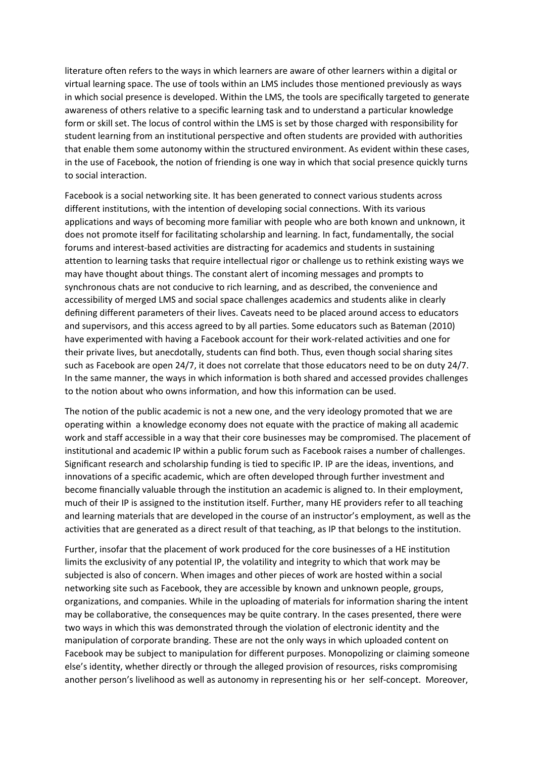literature often refers to the ways in which learners are aware of other learners within a digital or virtual learning space. The use of tools within an LMS includes those mentioned previously as ways in which social presence is developed. Within the LMS, the tools are specifically targeted to generate awareness of others relative to a specific learning task and to understand a particular knowledge form or skill set. The locus of control within the LMS is set by those charged with responsibility for student learning from an institutional perspective and often students are provided with authorities that enable them some autonomy within the structured environment. As evident within these cases, in the use of Facebook, the notion of friending is one way in which that social presence quickly turns to social interaction.

Facebook is a social networking site. It has been generated to connect various students across different institutions, with the intention of developing social connections. With its various applications and ways of becoming more familiar with people who are both known and unknown, it does not promote itself for facilitating scholarship and learning. In fact, fundamentally, the social forums and interest-based activities are distracting for academics and students in sustaining attention to learning tasks that require intellectual rigor or challenge us to rethink existing ways we may have thought about things. The constant alert of incoming messages and prompts to synchronous chats are not conducive to rich learning, and as described, the convenience and accessibility of merged LMS and social space challenges academics and students alike in clearly defining different parameters of their lives. Caveats need to be placed around access to educators and supervisors, and this access agreed to by all parties. Some educators such as Bateman (2010) have experimented with having a Facebook account for their work-related activities and one for their private lives, but anecdotally, students can find both. Thus, even though social sharing sites such as Facebook are open 24/7, it does not correlate that those educators need to be on duty 24/7. In the same manner, the ways in which information is both shared and accessed provides challenges to the notion about who owns information, and how this information can be used.

The notion of the public academic is not a new one, and the very ideology promoted that we are operating within a knowledge economy does not equate with the practice of making all academic work and staff accessible in a way that their core businesses may be compromised. The placement of institutional and academic IP within a public forum such as Facebook raises a number of challenges. Significant research and scholarship funding is tied to specific IP. IP are the ideas, inventions, and innovations of a specific academic, which are often developed through further investment and become financially valuable through the institution an academic is aligned to. In their employment, much of their IP is assigned to the institution itself. Further, many HE providers refer to all teaching and learning materials that are developed in the course of an instructor's employment, as well as the activities that are generated as a direct result of that teaching, as IP that belongs to the institution.

Further, insofar that the placement of work produced for the core businesses of a HE institution limits the exclusivity of any potential IP, the volatility and integrity to which that work may be subjected is also of concern. When images and other pieces of work are hosted within a social networking site such as Facebook, they are accessible by known and unknown people, groups, organizations, and companies. While in the uploading of materials for information sharing the intent may be collaborative, the consequences may be quite contrary. In the cases presented, there were two ways in which this was demonstrated through the violation of electronic identity and the manipulation of corporate branding. These are not the only ways in which uploaded content on Facebook may be subject to manipulation for different purposes. Monopolizing or claiming someone else's identity, whether directly or through the alleged provision of resources, risks compromising another person's livelihood as well as autonomy in representing his or her self-concept. Moreover,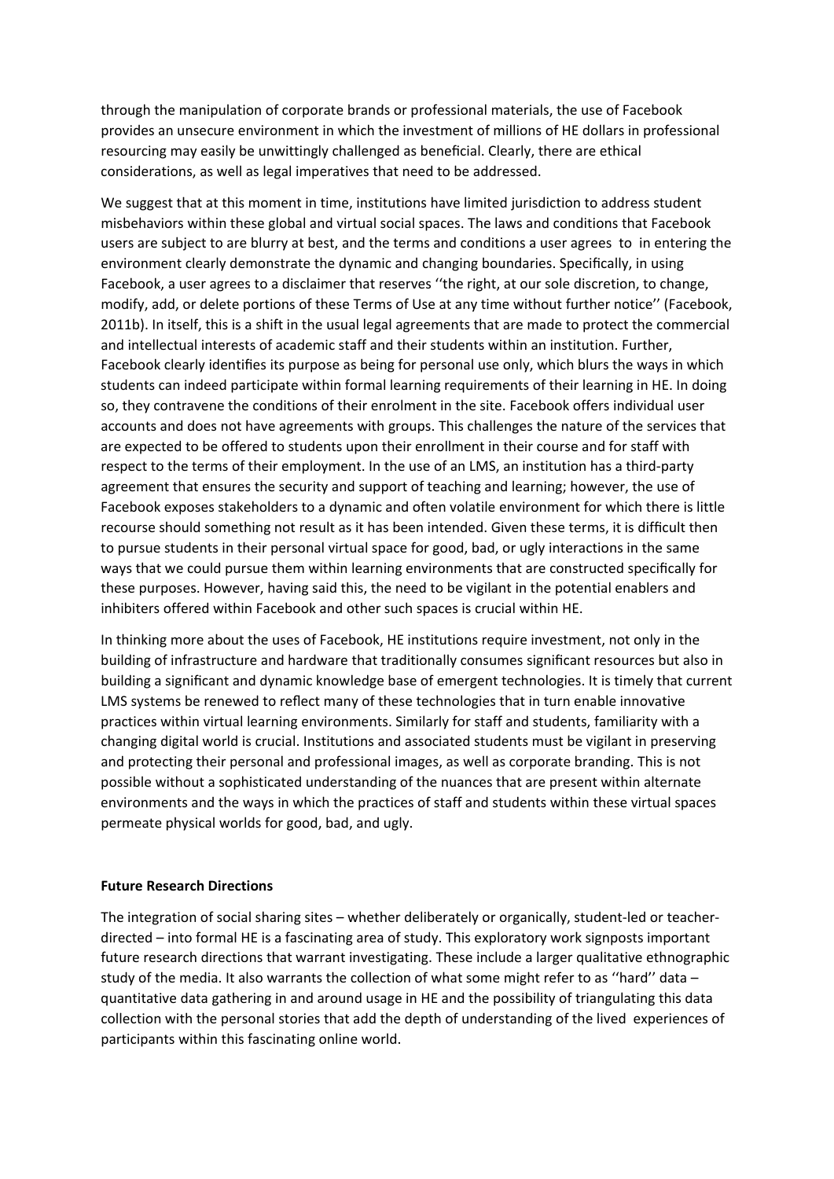through the manipulation of corporate brands or professional materials, the use of Facebook provides an unsecure environment in which the investment of millions of HE dollars in professional resourcing may easily be unwittingly challenged as beneficial. Clearly, there are ethical considerations, as well as legal imperatives that need to be addressed.

We suggest that at this moment in time, institutions have limited jurisdiction to address student misbehaviors within these global and virtual social spaces. The laws and conditions that Facebook users are subject to are blurry at best, and the terms and conditions a user agrees to in entering the environment clearly demonstrate the dynamic and changing boundaries. Specifically, in using Facebook, a user agrees to a disclaimer that reserves ''the right, at our sole discretion, to change, modify, add, or delete portions of these Terms of Use at any time without further notice'' (Facebook, 2011b). In itself, this is a shift in the usual legal agreements that are made to protect the commercial and intellectual interests of academic staff and their students within an institution. Further, Facebook clearly identifies its purpose as being for personal use only, which blurs the ways in which students can indeed participate within formal learning requirements of their learning in HE. In doing so, they contravene the conditions of their enrolment in the site. Facebook offers individual user accounts and does not have agreements with groups. This challenges the nature of the services that are expected to be offered to students upon their enrollment in their course and for staff with respect to the terms of their employment. In the use of an LMS, an institution has a third-party agreement that ensures the security and support of teaching and learning; however, the use of Facebook exposes stakeholders to a dynamic and often volatile environment for which there is little recourse should something not result as it has been intended. Given these terms, it is difficult then to pursue students in their personal virtual space for good, bad, or ugly interactions in the same ways that we could pursue them within learning environments that are constructed specifically for these purposes. However, having said this, the need to be vigilant in the potential enablers and inhibiters offered within Facebook and other such spaces is crucial within HE.

In thinking more about the uses of Facebook, HE institutions require investment, not only in the building of infrastructure and hardware that traditionally consumes significant resources but also in building a significant and dynamic knowledge base of emergent technologies. It is timely that current LMS systems be renewed to reflect many of these technologies that in turn enable innovative practices within virtual learning environments. Similarly for staff and students, familiarity with a changing digital world is crucial. Institutions and associated students must be vigilant in preserving and protecting their personal and professional images, as well as corporate branding. This is not possible without a sophisticated understanding of the nuances that are present within alternate environments and the ways in which the practices of staff and students within these virtual spaces permeate physical worlds for good, bad, and ugly.

**Future Research Directions**

The integration of social sharing sites – whether deliberately or organically, student-led or teacher-directed – into formal HE is a fascinating area of study. This exploratory work signposts important future research directions that warrant investigating. These include a larger qualitative ethnographic study of the media. It also warrants the collection of what some might refer to as ''hard'' data – quantitative data gathering in and around usage in HE and the possibility of triangulating this data collection with the personal stories that add the depth of understanding of the lived experiences of participants within this fascinating online world.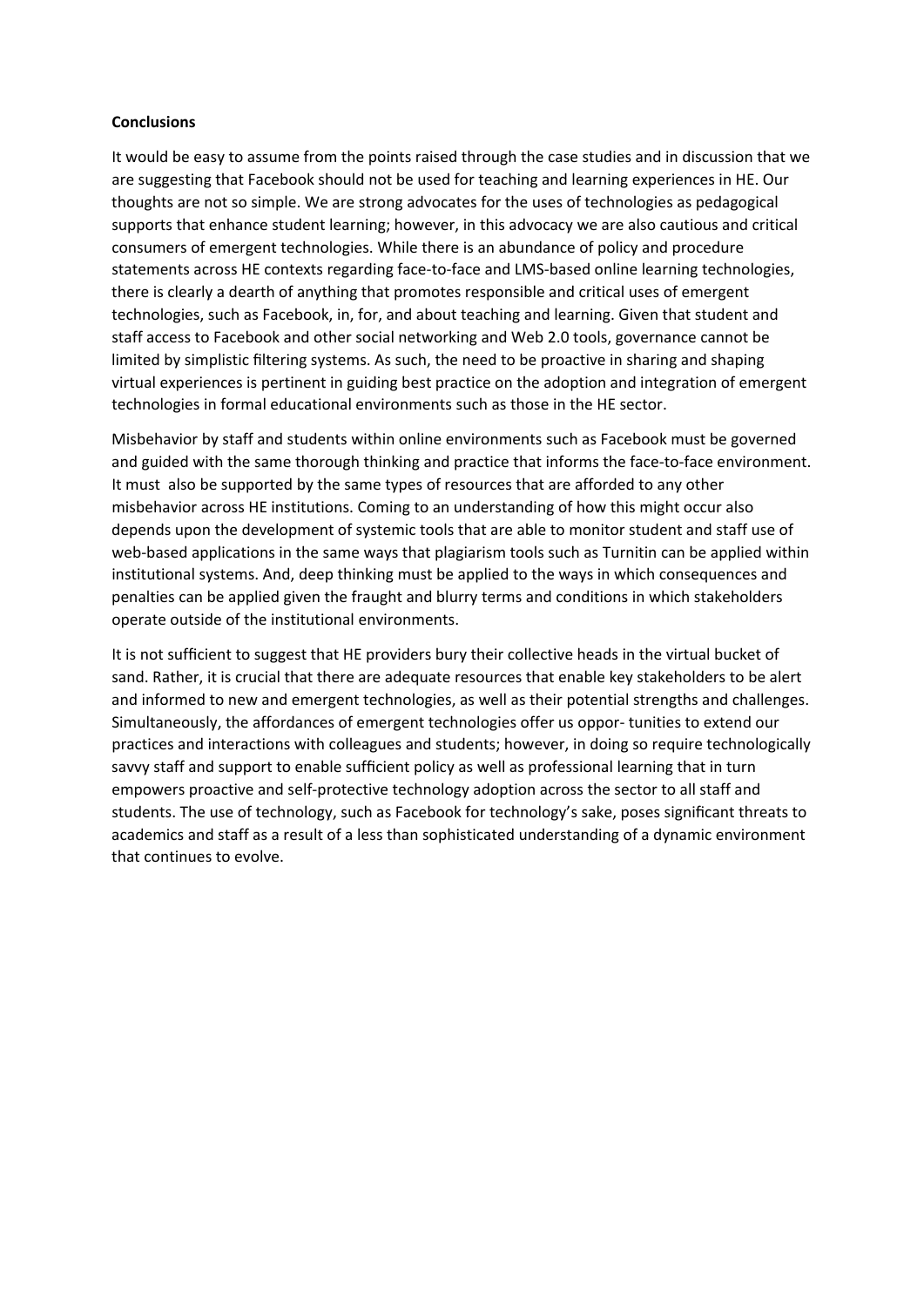**Conclusions**

It would be easy to assume from the points raised through the case studies and in discussion that we are suggesting that Facebook should not be used for teaching and learning experiences in HE. Our thoughts are not so simple. We are strong advocates for the uses of technologies as pedagogical supports that enhance student learning; however, in this advocacy we are also cautious and critical consumers of emergent technologies. While there is an abundance of policy and procedure statements across HE contexts regarding face-to-face and LMS-based online learning technologies, there is clearly a dearth of anything that promotes responsible and critical uses of emergent technologies, such as Facebook, in, for, and about teaching and learning. Given that student and staff access to Facebook and other social networking and Web 2.0 tools, governance cannot be limited by simplistic filtering systems. As such, the need to be proactive in sharing and shaping virtual experiences is pertinent in guiding best practice on the adoption and integration of emergent technologies in formal educational environments such as those in the HE sector.

Misbehavior by staff and students within online environments such as Facebook must be governed and guided with the same thorough thinking and practice that informs the face-to-face environment. It must also be supported by the same types of resources that are afforded to any other misbehavior across HE institutions. Coming to an understanding of how this might occur also depends upon the development of systemic tools that are able to monitor student and staff use of web-based applications in the same ways that plagiarism tools such as Turnitin can be applied within institutional systems. And, deep thinking must be applied to the ways in which consequences and penalties can be applied given the fraught and blurry terms and conditions in which stakeholders operate outside of the institutional environments.

It is not sufficient to suggest that HE providers bury their collective heads in the virtual bucket of sand. Rather, it is crucial that there are adequate resources that enable key stakeholders to be alert and informed to new and emergent technologies, as well as their potential strengths and challenges. Simultaneously, the affordances of emergent technologies offer us oppor- tunities to extend our practices and interactions with colleagues and students; however, in doing so require technologically savvy staff and support to enable sufficient policy as well as professional learning that in turn empowers proactive and self-protective technology adoption across the sector to all staff and students. The use of technology, such as Facebook for technology's sake, poses significant threats to academics and staff as a result of a less than sophisticated understanding of a dynamic environment that continues to evolve.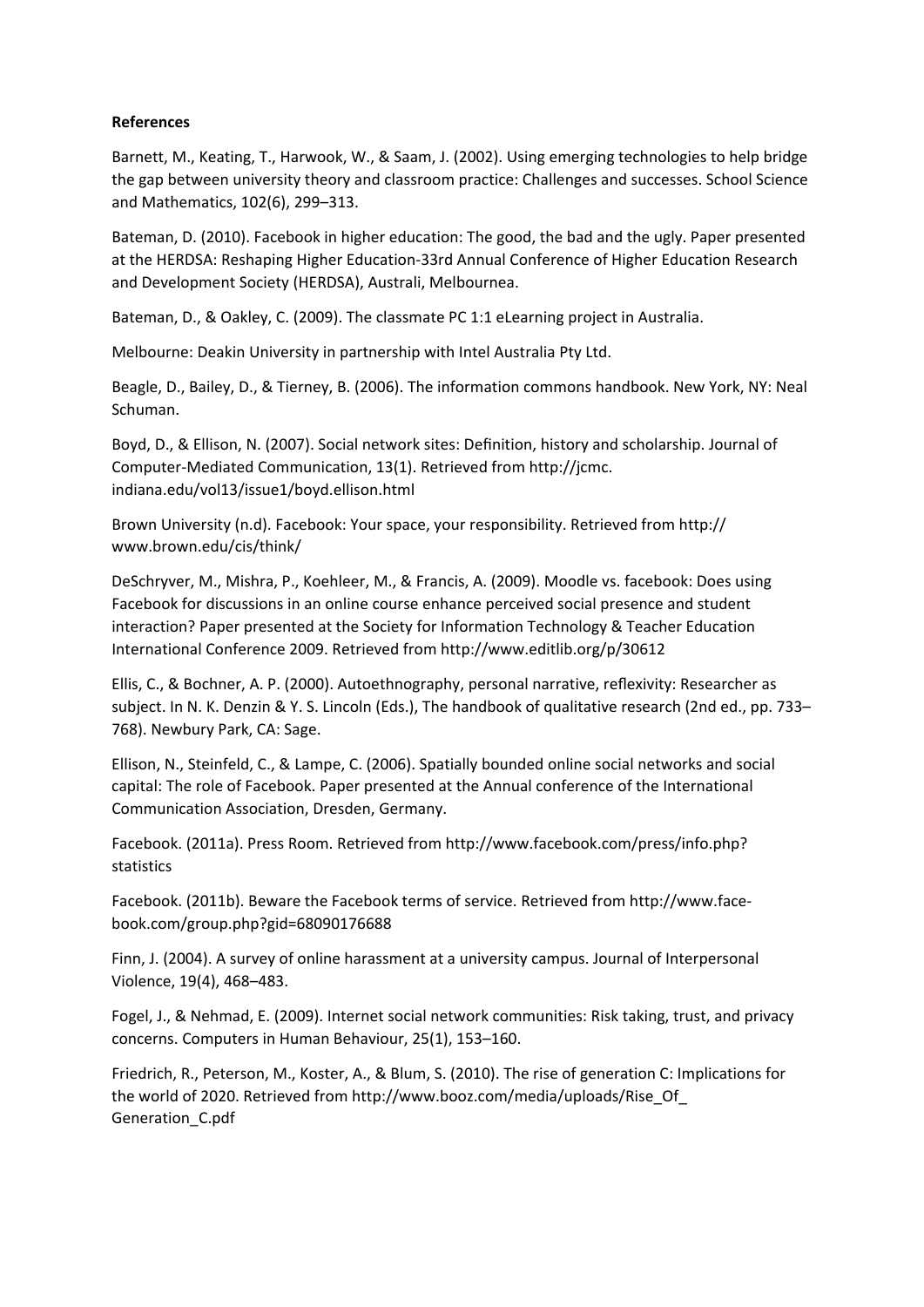**References**

Barnett, M., Keating, T., Harwook, W., & Saam, J. (2002). Using emerging technologies to help bridge the gap between university theory and classroom practice: Challenges and successes. School Science and Mathematics, 102(6), 299–313.

Bateman, D. (2010). Facebook in higher education: The good, the bad and the ugly. Paper presented at the HERDSA: Reshaping Higher Education-33rd Annual Conference of Higher Education Research and Development Society (HERDSA), Australi, Melbournea.

Bateman, D., & Oakley, C. (2009). The classmate PC 1:1 eLearning project in Australia.

Melbourne: Deakin University in partnership with Intel Australia Pty Ltd.

Beagle, D., Bailey, D., & Tierney, B. (2006). The information commons handbook. New York, NY: Neal Schuman.

Boyd, D., & Ellison, N. (2007). Social network sites: Definition, history and scholarship. Journal of Computer-Mediated Communication, 13(1). Retrieved from http://jcmc.indiana.edu/vol13/issue1/boyd.ellison.html

Brown University (n.d). Facebook: Your space, your responsibility. Retrieved from http://www.brown.edu/cis/think/

DeSchryver, M., Mishra, P., Koehleer, M., & Francis, A. (2009). Moodle vs. facebook: Does using Facebook for discussions in an online course enhance perceived social presence and student interaction? Paper presented at the Society for Information Technology & Teacher Education International Conference 2009. Retrieved from http://www.editlib.org/p/30612

Ellis, C., & Bochner, A. P. (2000). Autoethnography, personal narrative, reflexivity: Researcher as subject. In N. K. Denzin & Y. S. Lincoln (Eds.), The handbook of qualitative research (2nd ed., pp. 733–768). Newbury Park, CA: Sage.

Ellison, N., Steinfeld, C., & Lampe, C. (2006). Spatially bounded online social networks and social capital: The role of Facebook. Paper presented at the Annual conference of the International Communication Association, Dresden, Germany.

Facebook. (2011a). Press Room. Retrieved from http://www.facebook.com/press/info.php?statistics

Facebook. (2011b). Beware the Facebook terms of service. Retrieved from http://www.face-book.com/group.php?gid=68090176688

Finn, J. (2004). A survey of online harassment at a university campus. Journal of Interpersonal Violence, 19(4), 468–483.

Fogel, J., & Nehmad, E. (2009). Internet social network communities: Risk taking, trust, and privacy concerns. Computers in Human Behaviour, 25(1), 153–160.

Friedrich, R., Peterson, M., Koster, A., & Blum, S. (2010). The rise of generation C: Implications for the world of 2020. Retrieved from http://www.booz.com/media/uploads/Rise_Of_Generation_C.pdf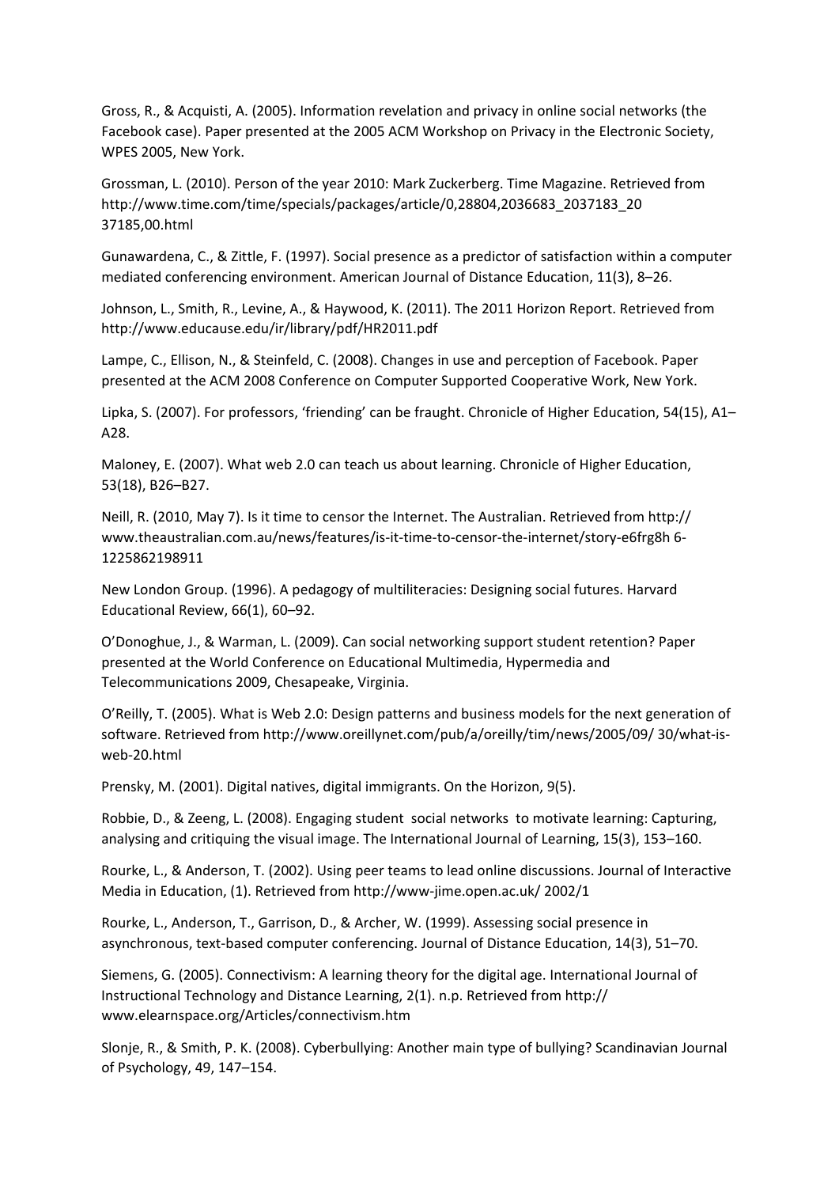Gross, R., & Acquisti, A. (2005). Information revelation and privacy in online social networks (the Facebook case). Paper presented at the 2005 ACM Workshop on Privacy in the Electronic Society, WPES 2005, New York.

Grossman, L. (2010). Person of the year 2010: Mark Zuckerberg. Time Magazine. Retrieved from http://www.time.com/time/specials/packages/article/0,28804,2036683_2037183_20 37185,00.html

Gunawardena, C., & Zittle, F. (1997). Social presence as a predictor of satisfaction within a computer mediated conferencing environment. American Journal of Distance Education, 11(3), 8–26.

Johnson, L., Smith, R., Levine, A., & Haywood, K. (2011). The 2011 Horizon Report. Retrieved from http://www.educause.edu/ir/library/pdf/HR2011.pdf

Lampe, C., Ellison, N., & Steinfeld, C. (2008). Changes in use and perception of Facebook. Paper presented at the ACM 2008 Conference on Computer Supported Cooperative Work, New York.

Lipka, S. (2007). For professors, 'friending' can be fraught. Chronicle of Higher Education, 54(15), A1–A28.

Maloney, E. (2007). What web 2.0 can teach us about learning. Chronicle of Higher Education, 53(18), B26–B27.

Neill, R. (2010, May 7). Is it time to censor the Internet. The Australian. Retrieved from http:// www.theaustralian.com.au/news/features/is-it-time-to-censor-the-internet/story-e6frg8h 6-1225862198911

New London Group. (1996). A pedagogy of multiliteracies: Designing social futures. Harvard Educational Review, 66(1), 60–92.

O'Donoghue, J., & Warman, L. (2009). Can social networking support student retention? Paper presented at the World Conference on Educational Multimedia, Hypermedia and Telecommunications 2009, Chesapeake, Virginia.

O'Reilly, T. (2005). What is Web 2.0: Design patterns and business models for the next generation of software. Retrieved from http://www.oreillynet.com/pub/a/oreilly/tim/news/2005/09/ 30/what-is-web-20.html

Prensky, M. (2001). Digital natives, digital immigrants. On the Horizon, 9(5).

Robbie, D., & Zeeng, L. (2008). Engaging student social networks to motivate learning: Capturing, analysing and critiquing the visual image. The International Journal of Learning, 15(3), 153–160.

Rourke, L., & Anderson, T. (2002). Using peer teams to lead online discussions. Journal of Interactive Media in Education, (1). Retrieved from http://www-jime.open.ac.uk/ 2002/1

Rourke, L., Anderson, T., Garrison, D., & Archer, W. (1999). Assessing social presence in asynchronous, text-based computer conferencing. Journal of Distance Education, 14(3), 51–70.

Siemens, G. (2005). Connectivism: A learning theory for the digital age. International Journal of Instructional Technology and Distance Learning, 2(1). n.p. Retrieved from http:// www.elearnspace.org/Articles/connectivism.htm

Slonje, R., & Smith, P. K. (2008). Cyberbullying: Another main type of bullying? Scandinavian Journal of Psychology, 49, 147–154.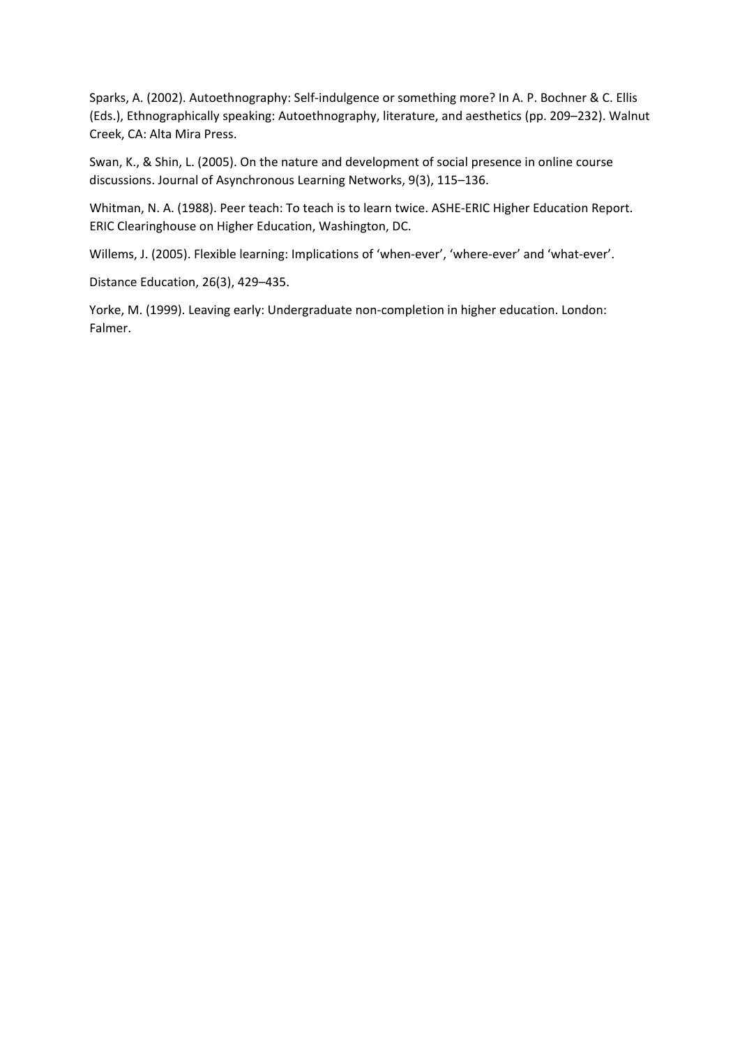Sparks, A. (2002). Autoethnography: Self-indulgence or something more? In A. P. Bochner & C. Ellis (Eds.), Ethnographically speaking: Autoethnography, literature, and aesthetics (pp. 209–232). Walnut Creek, CA: Alta Mira Press.

Swan, K., & Shin, L. (2005). On the nature and development of social presence in online course discussions. Journal of Asynchronous Learning Networks, 9(3), 115–136.

Whitman, N. A. (1988). Peer teach: To teach is to learn twice. ASHE-ERIC Higher Education Report. ERIC Clearinghouse on Higher Education, Washington, DC.

Willems, J. (2005). Flexible learning: Implications of 'when-ever', 'where-ever' and 'what-ever'.

Distance Education, 26(3), 429–435.

Yorke, M. (1999). Leaving early: Undergraduate non-completion in higher education. London: Falmer.